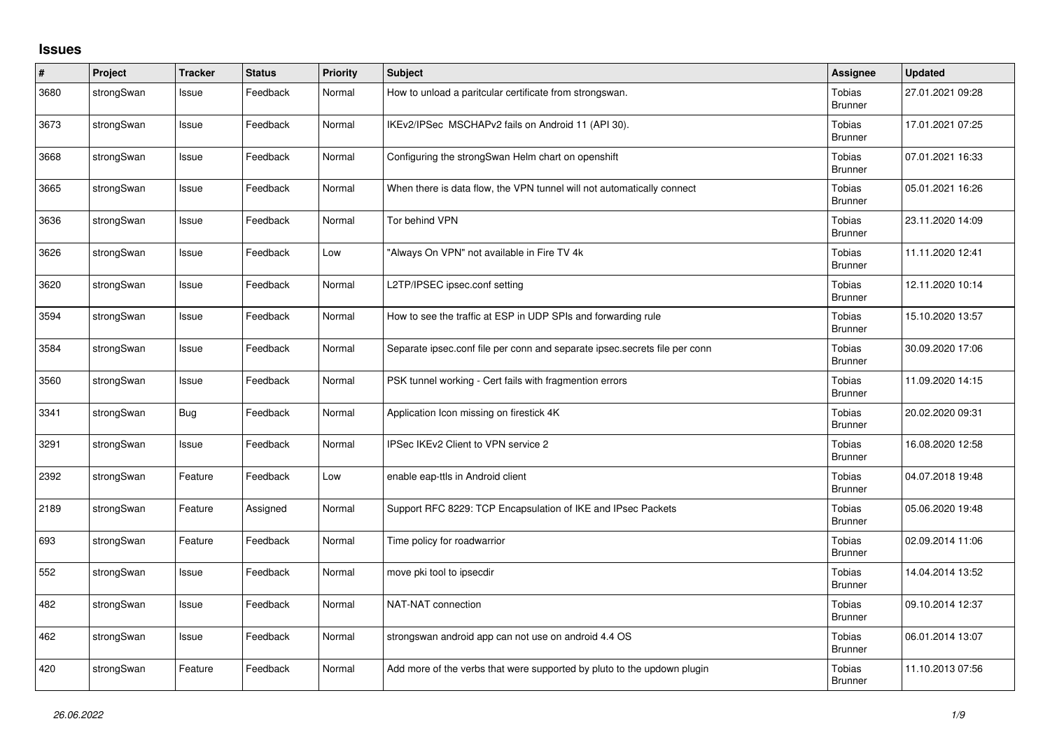# Issues

| # | Project | Tracker | Status | Priority | Subject | Assignee | Updated |
|---|---|---|---|---|---|---|---|
| 3680 | strongSwan | Issue | Feedback | Normal | How to unload a paritcular certificate from strongswan. | Tobias Brunner | 27.01.2021 09:28 |
| 3673 | strongSwan | Issue | Feedback | Normal | IKEv2/IPSec MSCHAPv2 fails on Android 11 (API 30). | Tobias Brunner | 17.01.2021 07:25 |
| 3668 | strongSwan | Issue | Feedback | Normal | Configuring the strongSwan Helm chart on openshift | Tobias Brunner | 07.01.2021 16:33 |
| 3665 | strongSwan | Issue | Feedback | Normal | When there is data flow, the VPN tunnel will not automatically connect | Tobias Brunner | 05.01.2021 16:26 |
| 3636 | strongSwan | Issue | Feedback | Normal | Tor behind VPN | Tobias Brunner | 23.11.2020 14:09 |
| 3626 | strongSwan | Issue | Feedback | Low | "Always On VPN" not available in Fire TV 4k | Tobias Brunner | 11.11.2020 12:41 |
| 3620 | strongSwan | Issue | Feedback | Normal | L2TP/IPSEC ipsec.conf setting | Tobias Brunner | 12.11.2020 10:14 |
| 3594 | strongSwan | Issue | Feedback | Normal | How to see the traffic at ESP in UDP SPIs and forwarding rule | Tobias Brunner | 15.10.2020 13:57 |
| 3584 | strongSwan | Issue | Feedback | Normal | Separate ipsec.conf file per conn and separate ipsec.secrets file per conn | Tobias Brunner | 30.09.2020 17:06 |
| 3560 | strongSwan | Issue | Feedback | Normal | PSK tunnel working - Cert fails with fragmention errors | Tobias Brunner | 11.09.2020 14:15 |
| 3341 | strongSwan | Bug | Feedback | Normal | Application Icon missing on firestick 4K | Tobias Brunner | 20.02.2020 09:31 |
| 3291 | strongSwan | Issue | Feedback | Normal | IPSec IKEv2 Client to VPN service 2 | Tobias Brunner | 16.08.2020 12:58 |
| 2392 | strongSwan | Feature | Feedback | Low | enable eap-ttls in Android client | Tobias Brunner | 04.07.2018 19:48 |
| 2189 | strongSwan | Feature | Assigned | Normal | Support RFC 8229: TCP Encapsulation of IKE and IPsec Packets | Tobias Brunner | 05.06.2020 19:48 |
| 693 | strongSwan | Feature | Feedback | Normal | Time policy for roadwarrior | Tobias Brunner | 02.09.2014 11:06 |
| 552 | strongSwan | Issue | Feedback | Normal | move pki tool to ipsecdir | Tobias Brunner | 14.04.2014 13:52 |
| 482 | strongSwan | Issue | Feedback | Normal | NAT-NAT connection | Tobias Brunner | 09.10.2014 12:37 |
| 462 | strongSwan | Issue | Feedback | Normal | strongswan android app can not use on android 4.4 OS | Tobias Brunner | 06.01.2014 13:07 |
| 420 | strongSwan | Feature | Feedback | Normal | Add more of the verbs that were supported by pluto to the updown plugin | Tobias Brunner | 11.10.2013 07:56 |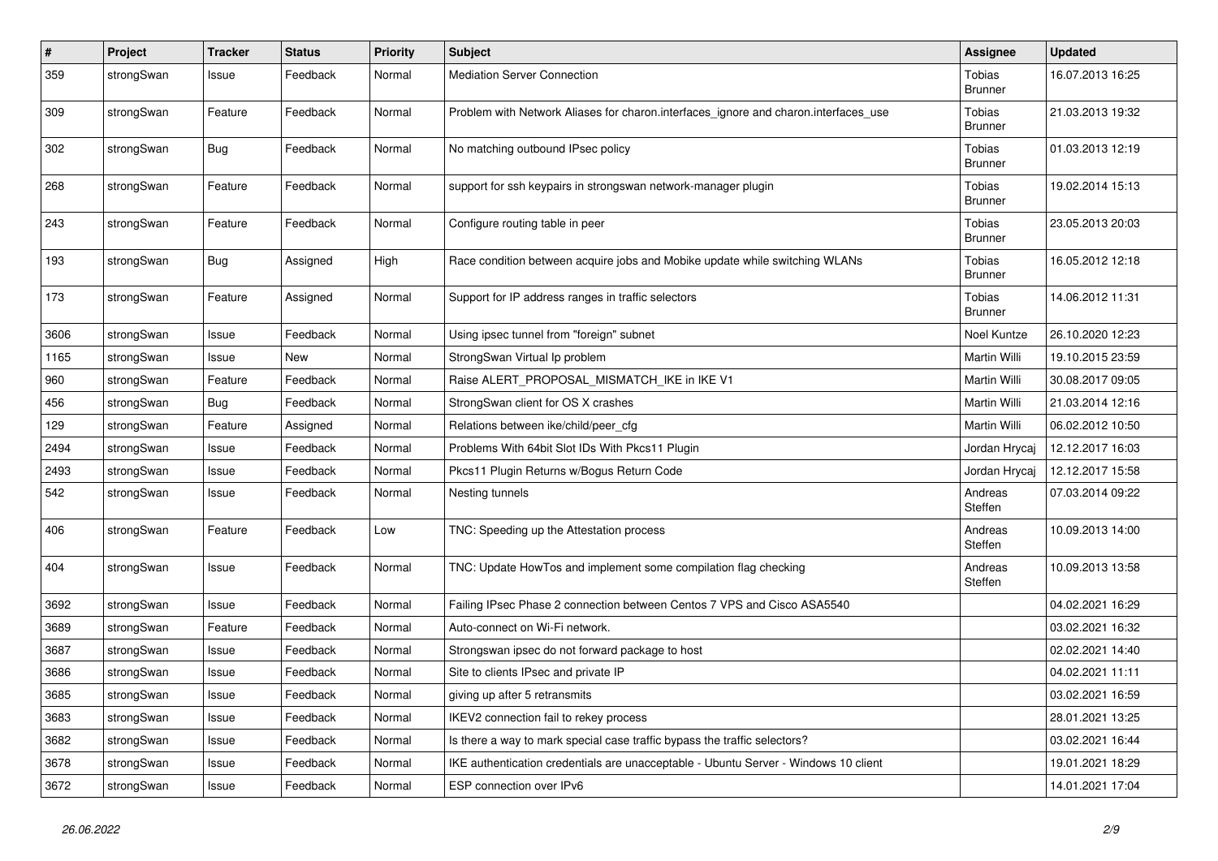| # | Project | Tracker | Status | Priority | Subject | Assignee | Updated |
|---|---|---|---|---|---|---|---|
| 359 | strongSwan | Issue | Feedback | Normal | Mediation Server Connection | Tobias Brunner | 16.07.2013 16:25 |
| 309 | strongSwan | Feature | Feedback | Normal | Problem with Network Aliases for charon.interfaces_ignore and charon.interfaces_use | Tobias Brunner | 21.03.2013 19:32 |
| 302 | strongSwan | Bug | Feedback | Normal | No matching outbound IPsec policy | Tobias Brunner | 01.03.2013 12:19 |
| 268 | strongSwan | Feature | Feedback | Normal | support for ssh keypairs in strongswan network-manager plugin | Tobias Brunner | 19.02.2014 15:13 |
| 243 | strongSwan | Feature | Feedback | Normal | Configure routing table in peer | Tobias Brunner | 23.05.2013 20:03 |
| 193 | strongSwan | Bug | Assigned | High | Race condition between acquire jobs and Mobike update while switching WLANs | Tobias Brunner | 16.05.2012 12:18 |
| 173 | strongSwan | Feature | Assigned | Normal | Support for IP address ranges in traffic selectors | Tobias Brunner | 14.06.2012 11:31 |
| 3606 | strongSwan | Issue | Feedback | Normal | Using ipsec tunnel from "foreign" subnet | Noel Kuntze | 26.10.2020 12:23 |
| 1165 | strongSwan | Issue | New | Normal | StrongSwan Virtual Ip problem | Martin Willi | 19.10.2015 23:59 |
| 960 | strongSwan | Feature | Feedback | Normal | Raise ALERT_PROPOSAL_MISMATCH_IKE in IKE V1 | Martin Willi | 30.08.2017 09:05 |
| 456 | strongSwan | Bug | Feedback | Normal | StrongSwan client for OS X crashes | Martin Willi | 21.03.2014 12:16 |
| 129 | strongSwan | Feature | Assigned | Normal | Relations between ike/child/peer_cfg | Martin Willi | 06.02.2012 10:50 |
| 2494 | strongSwan | Issue | Feedback | Normal | Problems With 64bit Slot IDs With Pkcs11 Plugin | Jordan Hrycaj | 12.12.2017 16:03 |
| 2493 | strongSwan | Issue | Feedback | Normal | Pkcs11 Plugin Returns w/Bogus Return Code | Jordan Hrycaj | 12.12.2017 15:58 |
| 542 | strongSwan | Issue | Feedback | Normal | Nesting tunnels | Andreas Steffen | 07.03.2014 09:22 |
| 406 | strongSwan | Feature | Feedback | Low | TNC: Speeding up the Attestation process | Andreas Steffen | 10.09.2013 14:00 |
| 404 | strongSwan | Issue | Feedback | Normal | TNC: Update HowTos and implement some compilation flag checking | Andreas Steffen | 10.09.2013 13:58 |
| 3692 | strongSwan | Issue | Feedback | Normal | Failing IPsec Phase 2 connection between Centos 7 VPS and Cisco ASA5540 | | 04.02.2021 16:29 |
| 3689 | strongSwan | Feature | Feedback | Normal | Auto-connect on Wi-Fi network. | | 03.02.2021 16:32 |
| 3687 | strongSwan | Issue | Feedback | Normal | Strongswan ipsec do not forward package to host | | 02.02.2021 14:40 |
| 3686 | strongSwan | Issue | Feedback | Normal | Site to clients IPsec and private IP | | 04.02.2021 11:11 |
| 3685 | strongSwan | Issue | Feedback | Normal | giving up after 5 retransmits | | 03.02.2021 16:59 |
| 3683 | strongSwan | Issue | Feedback | Normal | IKEV2 connection fail to rekey process | | 28.01.2021 13:25 |
| 3682 | strongSwan | Issue | Feedback | Normal | Is there a way to mark special case traffic bypass the traffic selectors? | | 03.02.2021 16:44 |
| 3678 | strongSwan | Issue | Feedback | Normal | IKE authentication credentials are unacceptable - Ubuntu Server - Windows 10 client | | 19.01.2021 18:29 |
| 3672 | strongSwan | Issue | Feedback | Normal | ESP connection over IPv6 | | 14.01.2021 17:04 |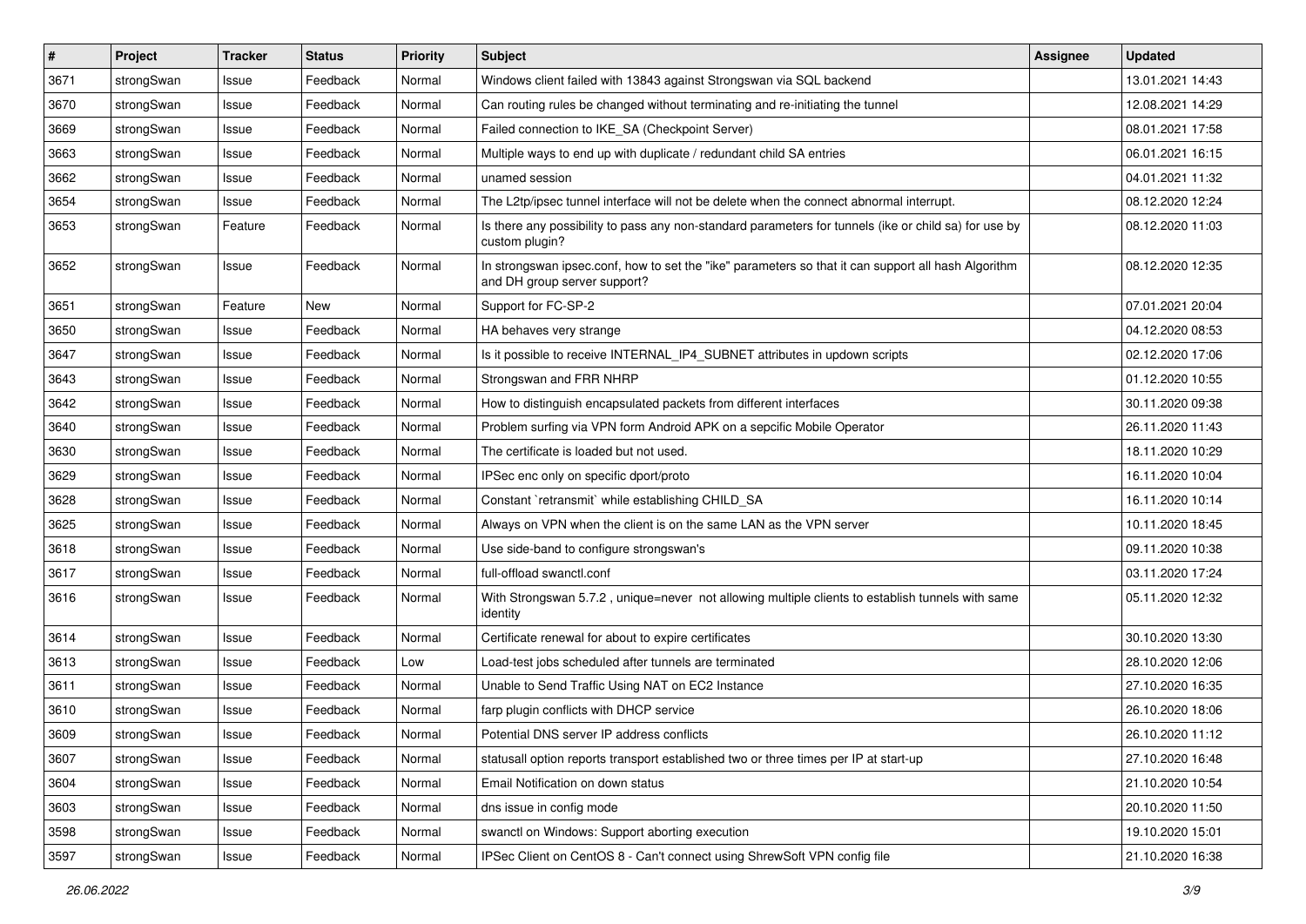| # | Project | Tracker | Status | Priority | Subject | Assignee | Updated |
|---|---|---|---|---|---|---|---|
| 3671 | strongSwan | Issue | Feedback | Normal | Windows client failed with 13843 against Strongswan via SQL backend | | 13.01.2021 14:43 |
| 3670 | strongSwan | Issue | Feedback | Normal | Can routing rules be changed without terminating and re-initiating the tunnel | | 12.08.2021 14:29 |
| 3669 | strongSwan | Issue | Feedback | Normal | Failed connection to IKE_SA (Checkpoint Server) | | 08.01.2021 17:58 |
| 3663 | strongSwan | Issue | Feedback | Normal | Multiple ways to end up with duplicate / redundant child SA entries | | 06.01.2021 16:15 |
| 3662 | strongSwan | Issue | Feedback | Normal | unamed session | | 04.01.2021 11:32 |
| 3654 | strongSwan | Issue | Feedback | Normal | The L2tp/ipsec tunnel interface will not be delete when the connect abnormal interrupt. | | 08.12.2020 12:24 |
| 3653 | strongSwan | Feature | Feedback | Normal | Is there any possibility to pass any non-standard parameters for tunnels (ike or child sa) for use by custom plugin? | | 08.12.2020 11:03 |
| 3652 | strongSwan | Issue | Feedback | Normal | In strongswan ipsec.conf, how to set the "ike" parameters so that it can support all hash Algorithm and DH group server support? | | 08.12.2020 12:35 |
| 3651 | strongSwan | Feature | New | Normal | Support for FC-SP-2 | | 07.01.2021 20:04 |
| 3650 | strongSwan | Issue | Feedback | Normal | HA behaves very strange | | 04.12.2020 08:53 |
| 3647 | strongSwan | Issue | Feedback | Normal | Is it possible to receive INTERNAL_IP4_SUBNET attributes in updown scripts | | 02.12.2020 17:06 |
| 3643 | strongSwan | Issue | Feedback | Normal | Strongswan and FRR NHRP | | 01.12.2020 10:55 |
| 3642 | strongSwan | Issue | Feedback | Normal | How to distinguish encapsulated packets from different interfaces | | 30.11.2020 09:38 |
| 3640 | strongSwan | Issue | Feedback | Normal | Problem surfing via VPN form Android APK on a sepcific Mobile Operator | | 26.11.2020 11:43 |
| 3630 | strongSwan | Issue | Feedback | Normal | The certificate is loaded but not used. | | 18.11.2020 10:29 |
| 3629 | strongSwan | Issue | Feedback | Normal | IPSec enc only on specific dport/proto | | 16.11.2020 10:04 |
| 3628 | strongSwan | Issue | Feedback | Normal | Constant `retransmit` while establishing CHILD_SA | | 16.11.2020 10:14 |
| 3625 | strongSwan | Issue | Feedback | Normal | Always on VPN when the client is on the same LAN as the VPN server | | 10.11.2020 18:45 |
| 3618 | strongSwan | Issue | Feedback | Normal | Use side-band to configure strongswan's | | 09.11.2020 10:38 |
| 3617 | strongSwan | Issue | Feedback | Normal | full-offload swanctl.conf | | 03.11.2020 17:24 |
| 3616 | strongSwan | Issue | Feedback | Normal | With Strongswan 5.7.2 , unique=never not allowing multiple clients to establish tunnels with same identity | | 05.11.2020 12:32 |
| 3614 | strongSwan | Issue | Feedback | Normal | Certificate renewal for about to expire certificates | | 30.10.2020 13:30 |
| 3613 | strongSwan | Issue | Feedback | Low | Load-test jobs scheduled after tunnels are terminated | | 28.10.2020 12:06 |
| 3611 | strongSwan | Issue | Feedback | Normal | Unable to Send Traffic Using NAT on EC2 Instance | | 27.10.2020 16:35 |
| 3610 | strongSwan | Issue | Feedback | Normal | farp plugin conflicts with DHCP service | | 26.10.2020 18:06 |
| 3609 | strongSwan | Issue | Feedback | Normal | Potential DNS server IP address conflicts | | 26.10.2020 11:12 |
| 3607 | strongSwan | Issue | Feedback | Normal | statusall option reports transport established two or three times per IP at start-up | | 27.10.2020 16:48 |
| 3604 | strongSwan | Issue | Feedback | Normal | Email Notification on down status | | 21.10.2020 10:54 |
| 3603 | strongSwan | Issue | Feedback | Normal | dns issue in config mode | | 20.10.2020 11:50 |
| 3598 | strongSwan | Issue | Feedback | Normal | swanctl on Windows: Support aborting execution | | 19.10.2020 15:01 |
| 3597 | strongSwan | Issue | Feedback | Normal | IPSec Client on CentOS 8 - Can't connect using ShrewSoft VPN config file | | 21.10.2020 16:38 |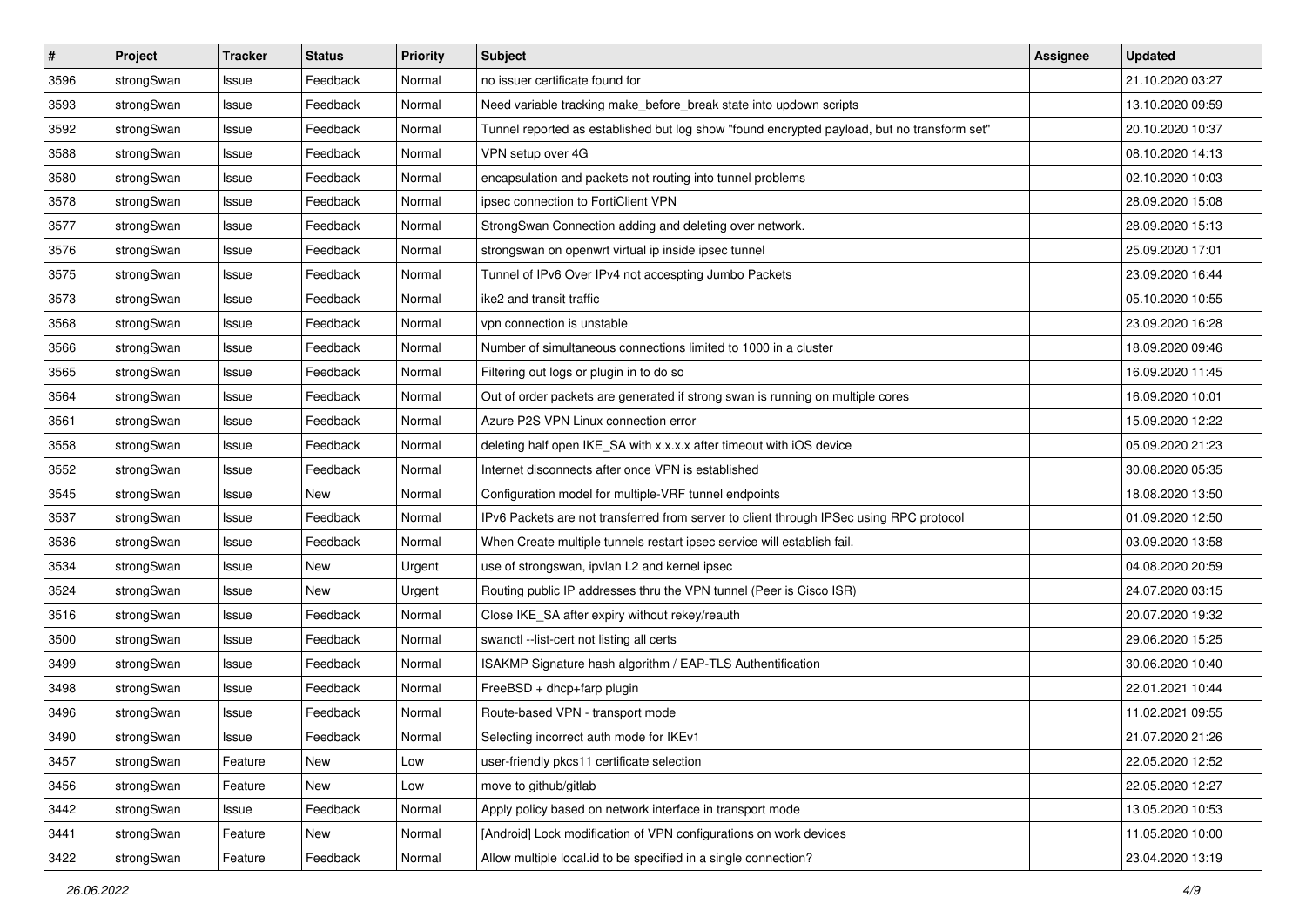| # | Project | Tracker | Status | Priority | Subject | Assignee | Updated |
|---|---|---|---|---|---|---|---|
| 3596 | strongSwan | Issue | Feedback | Normal | no issuer certificate found for | | 21.10.2020 03:27 |
| 3593 | strongSwan | Issue | Feedback | Normal | Need variable tracking make_before_break state into updown scripts | | 13.10.2020 09:59 |
| 3592 | strongSwan | Issue | Feedback | Normal | Tunnel reported as established but log show "found encrypted payload, but no transform set" | | 20.10.2020 10:37 |
| 3588 | strongSwan | Issue | Feedback | Normal | VPN setup over 4G | | 08.10.2020 14:13 |
| 3580 | strongSwan | Issue | Feedback | Normal | encapsulation and packets not routing into tunnel problems | | 02.10.2020 10:03 |
| 3578 | strongSwan | Issue | Feedback | Normal | ipsec connection to FortiClient VPN | | 28.09.2020 15:08 |
| 3577 | strongSwan | Issue | Feedback | Normal | StrongSwan Connection adding and deleting over network. | | 28.09.2020 15:13 |
| 3576 | strongSwan | Issue | Feedback | Normal | strongswan on openwrt virtual ip inside ipsec tunnel | | 25.09.2020 17:01 |
| 3575 | strongSwan | Issue | Feedback | Normal | Tunnel of IPv6 Over IPv4 not accespting Jumbo Packets | | 23.09.2020 16:44 |
| 3573 | strongSwan | Issue | Feedback | Normal | ike2 and transit traffic | | 05.10.2020 10:55 |
| 3568 | strongSwan | Issue | Feedback | Normal | vpn connection is unstable | | 23.09.2020 16:28 |
| 3566 | strongSwan | Issue | Feedback | Normal | Number of simultaneous connections limited to 1000 in a cluster | | 18.09.2020 09:46 |
| 3565 | strongSwan | Issue | Feedback | Normal | Filtering out logs or plugin in to do so | | 16.09.2020 11:45 |
| 3564 | strongSwan | Issue | Feedback | Normal | Out of order packets are generated if strong swan is running on multiple cores | | 16.09.2020 10:01 |
| 3561 | strongSwan | Issue | Feedback | Normal | Azure P2S VPN Linux connection error | | 15.09.2020 12:22 |
| 3558 | strongSwan | Issue | Feedback | Normal | deleting half open IKE_SA with x.x.x.x after timeout with iOS device | | 05.09.2020 21:23 |
| 3552 | strongSwan | Issue | Feedback | Normal | Internet disconnects after once VPN is established | | 30.08.2020 05:35 |
| 3545 | strongSwan | Issue | New | Normal | Configuration model for multiple-VRF tunnel endpoints | | 18.08.2020 13:50 |
| 3537 | strongSwan | Issue | Feedback | Normal | IPv6 Packets are not transferred from server to client through IPSec using RPC protocol | | 01.09.2020 12:50 |
| 3536 | strongSwan | Issue | Feedback | Normal | When Create multiple tunnels restart ipsec service will establish fail. | | 03.09.2020 13:58 |
| 3534 | strongSwan | Issue | New | Urgent | use of strongswan, ipvlan L2 and kernel ipsec | | 04.08.2020 20:59 |
| 3524 | strongSwan | Issue | New | Urgent | Routing public IP addresses thru the VPN tunnel (Peer is Cisco ISR) | | 24.07.2020 03:15 |
| 3516 | strongSwan | Issue | Feedback | Normal | Close IKE_SA after expiry without rekey/reauth | | 20.07.2020 19:32 |
| 3500 | strongSwan | Issue | Feedback | Normal | swanctl --list-cert not listing all certs | | 29.06.2020 15:25 |
| 3499 | strongSwan | Issue | Feedback | Normal | ISAKMP Signature hash algorithm / EAP-TLS Authentification | | 30.06.2020 10:40 |
| 3498 | strongSwan | Issue | Feedback | Normal | FreeBSD + dhcp+farp plugin | | 22.01.2021 10:44 |
| 3496 | strongSwan | Issue | Feedback | Normal | Route-based VPN - transport mode | | 11.02.2021 09:55 |
| 3490 | strongSwan | Issue | Feedback | Normal | Selecting incorrect auth mode for IKEv1 | | 21.07.2020 21:26 |
| 3457 | strongSwan | Feature | New | Low | user-friendly pkcs11 certificate selection | | 22.05.2020 12:52 |
| 3456 | strongSwan | Feature | New | Low | move to github/gitlab | | 22.05.2020 12:27 |
| 3442 | strongSwan | Issue | Feedback | Normal | Apply policy based on network interface in transport mode | | 13.05.2020 10:53 |
| 3441 | strongSwan | Feature | New | Normal | [Android] Lock modification of VPN configurations on work devices | | 11.05.2020 10:00 |
| 3422 | strongSwan | Feature | Feedback | Normal | Allow multiple local.id to be specified in a single connection? | | 23.04.2020 13:19 |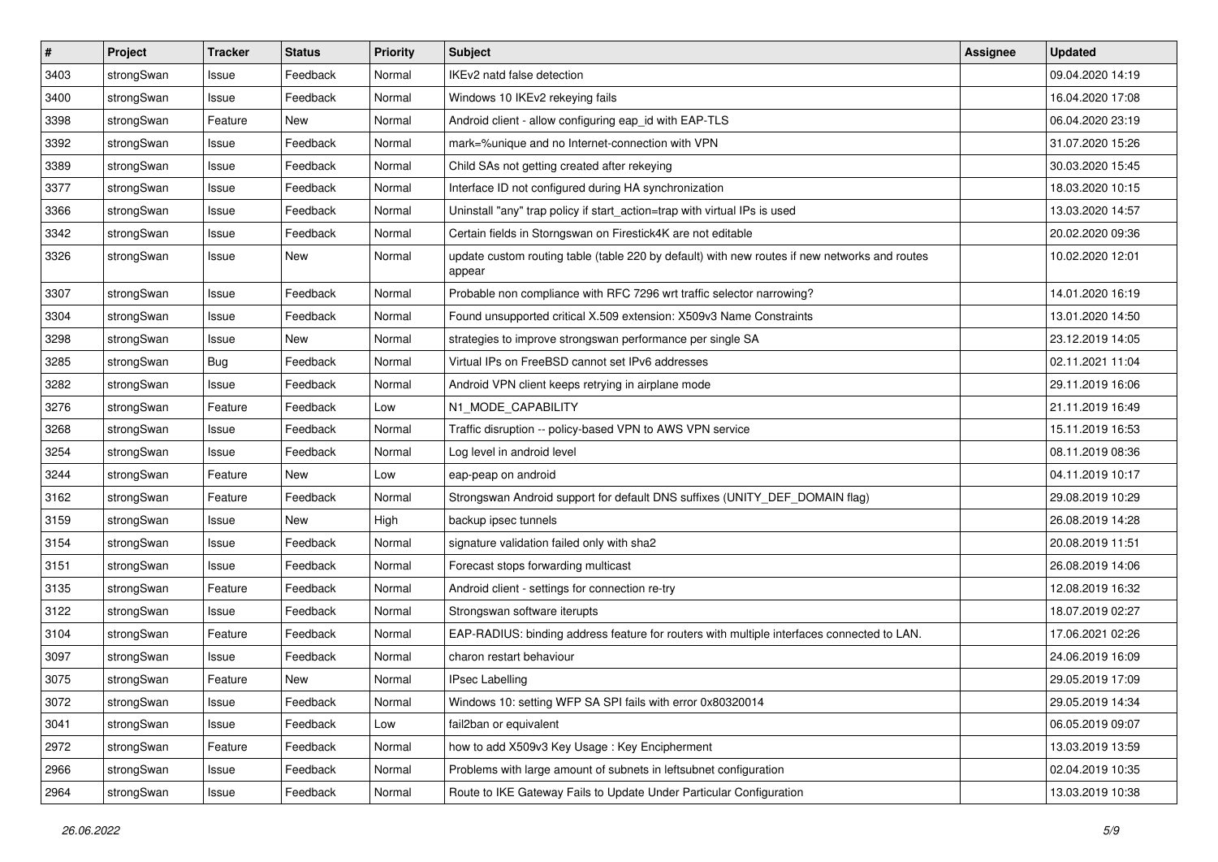| # | Project | Tracker | Status | Priority | Subject | Assignee | Updated |
|---|---|---|---|---|---|---|---|
| 3403 | strongSwan | Issue | Feedback | Normal | IKEv2 natd false detection | | 09.04.2020 14:19 |
| 3400 | strongSwan | Issue | Feedback | Normal | Windows 10 IKEv2 rekeying fails | | 16.04.2020 17:08 |
| 3398 | strongSwan | Feature | New | Normal | Android client - allow configuring eap_id with EAP-TLS | | 06.04.2020 23:19 |
| 3392 | strongSwan | Issue | Feedback | Normal | mark=%unique and no Internet-connection with VPN | | 31.07.2020 15:26 |
| 3389 | strongSwan | Issue | Feedback | Normal | Child SAs not getting created after rekeying | | 30.03.2020 15:45 |
| 3377 | strongSwan | Issue | Feedback | Normal | Interface ID not configured during HA synchronization | | 18.03.2020 10:15 |
| 3366 | strongSwan | Issue | Feedback | Normal | Uninstall "any" trap policy if start_action=trap with virtual IPs is used | | 13.03.2020 14:57 |
| 3342 | strongSwan | Issue | Feedback | Normal | Certain fields in Storngswan on Firestick4K are not editable | | 20.02.2020 09:36 |
| 3326 | strongSwan | Issue | New | Normal | update custom routing table (table 220 by default) with new routes if new networks and routes appear | | 10.02.2020 12:01 |
| 3307 | strongSwan | Issue | Feedback | Normal | Probable non compliance with RFC 7296 wrt traffic selector narrowing? | | 14.01.2020 16:19 |
| 3304 | strongSwan | Issue | Feedback | Normal | Found unsupported critical X.509 extension: X509v3 Name Constraints | | 13.01.2020 14:50 |
| 3298 | strongSwan | Issue | New | Normal | strategies to improve strongswan performance per single SA | | 23.12.2019 14:05 |
| 3285 | strongSwan | Bug | Feedback | Normal | Virtual IPs on FreeBSD cannot set IPv6 addresses | | 02.11.2021 11:04 |
| 3282 | strongSwan | Issue | Feedback | Normal | Android VPN client keeps retrying in airplane mode | | 29.11.2019 16:06 |
| 3276 | strongSwan | Feature | Feedback | Low | N1_MODE_CAPABILITY | | 21.11.2019 16:49 |
| 3268 | strongSwan | Issue | Feedback | Normal | Traffic disruption -- policy-based VPN to AWS VPN service | | 15.11.2019 16:53 |
| 3254 | strongSwan | Issue | Feedback | Normal | Log level in android level | | 08.11.2019 08:36 |
| 3244 | strongSwan | Feature | New | Low | eap-peap on android | | 04.11.2019 10:17 |
| 3162 | strongSwan | Feature | Feedback | Normal | Strongswan Android support for default DNS suffixes (UNITY_DEF_DOMAIN flag) | | 29.08.2019 10:29 |
| 3159 | strongSwan | Issue | New | High | backup ipsec tunnels | | 26.08.2019 14:28 |
| 3154 | strongSwan | Issue | Feedback | Normal | signature validation failed only with sha2 | | 20.08.2019 11:51 |
| 3151 | strongSwan | Issue | Feedback | Normal | Forecast stops forwarding multicast | | 26.08.2019 14:06 |
| 3135 | strongSwan | Feature | Feedback | Normal | Android client - settings for connection re-try | | 12.08.2019 16:32 |
| 3122 | strongSwan | Issue | Feedback | Normal | Strongswan software iterupts | | 18.07.2019 02:27 |
| 3104 | strongSwan | Feature | Feedback | Normal | EAP-RADIUS: binding address feature for routers with multiple interfaces connected to LAN. | | 17.06.2021 02:26 |
| 3097 | strongSwan | Issue | Feedback | Normal | charon restart behaviour | | 24.06.2019 16:09 |
| 3075 | strongSwan | Feature | New | Normal | IPsec Labelling | | 29.05.2019 17:09 |
| 3072 | strongSwan | Issue | Feedback | Normal | Windows 10: setting WFP SA SPI fails with error 0x80320014 | | 29.05.2019 14:34 |
| 3041 | strongSwan | Issue | Feedback | Low | fail2ban or equivalent | | 06.05.2019 09:07 |
| 2972 | strongSwan | Feature | Feedback | Normal | how to add X509v3 Key Usage : Key Encipherment | | 13.03.2019 13:59 |
| 2966 | strongSwan | Issue | Feedback | Normal | Problems with large amount of subnets in leftsubnet configuration | | 02.04.2019 10:35 |
| 2964 | strongSwan | Issue | Feedback | Normal | Route to IKE Gateway Fails to Update Under Particular Configuration | | 13.03.2019 10:38 |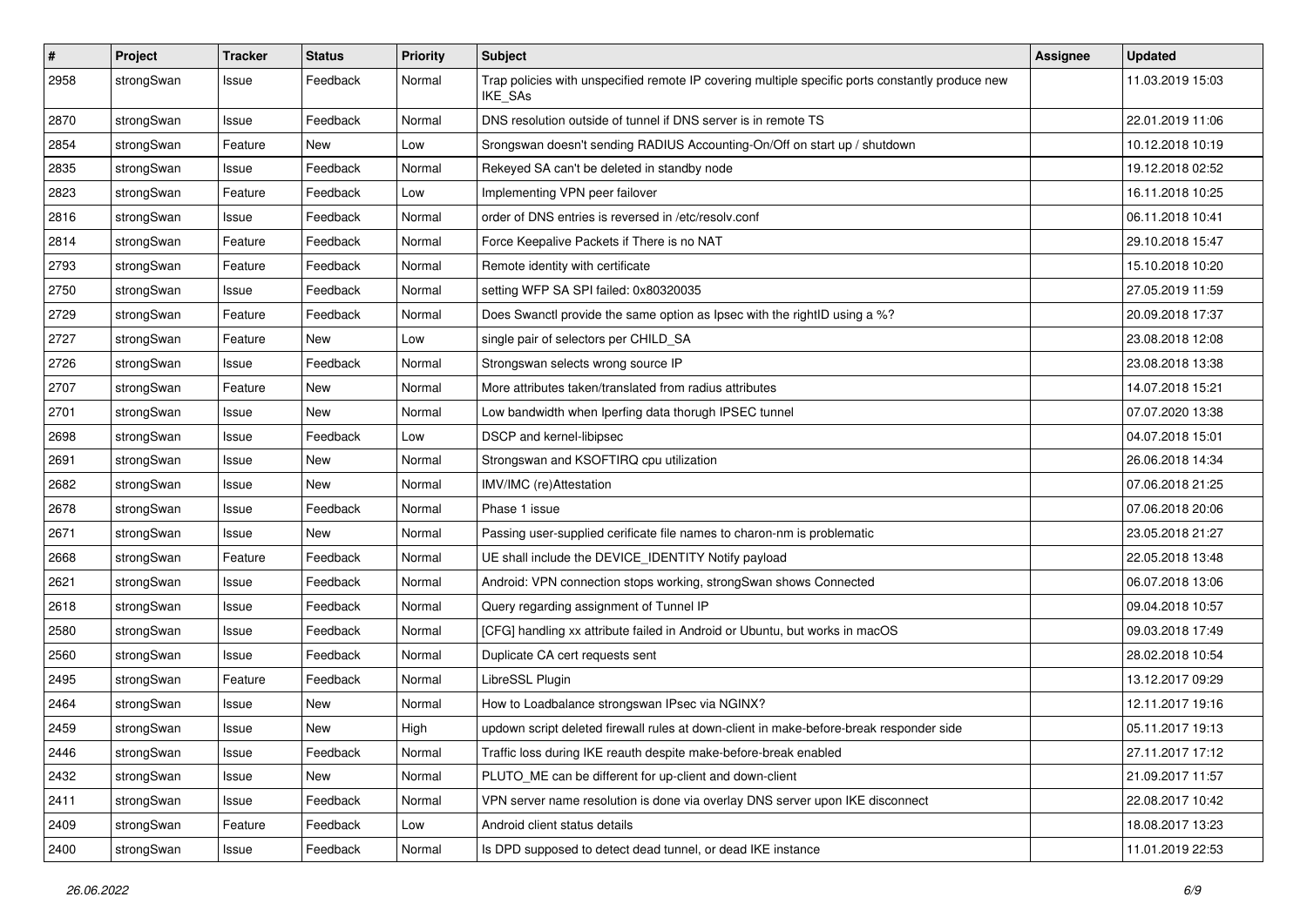| # | Project | Tracker | Status | Priority | Subject | Assignee | Updated |
|---|---|---|---|---|---|---|---|
| 2958 | strongSwan | Issue | Feedback | Normal | Trap policies with unspecified remote IP covering multiple specific ports constantly produce new IKE_SAs | | 11.03.2019 15:03 |
| 2870 | strongSwan | Issue | Feedback | Normal | DNS resolution outside of tunnel if DNS server is in remote TS | | 22.01.2019 11:06 |
| 2854 | strongSwan | Feature | New | Low | Srongswan doesn't sending RADIUS Accounting-On/Off on start up / shutdown | | 10.12.2018 10:19 |
| 2835 | strongSwan | Issue | Feedback | Normal | Rekeyed SA can't be deleted in standby node | | 19.12.2018 02:52 |
| 2823 | strongSwan | Feature | Feedback | Low | Implementing VPN peer failover | | 16.11.2018 10:25 |
| 2816 | strongSwan | Issue | Feedback | Normal | order of DNS entries is reversed in /etc/resolv.conf | | 06.11.2018 10:41 |
| 2814 | strongSwan | Feature | Feedback | Normal | Force Keepalive Packets if There is no NAT | | 29.10.2018 15:47 |
| 2793 | strongSwan | Feature | Feedback | Normal | Remote identity with certificate | | 15.10.2018 10:20 |
| 2750 | strongSwan | Issue | Feedback | Normal | setting WFP SA SPI failed: 0x80320035 | | 27.05.2019 11:59 |
| 2729 | strongSwan | Feature | Feedback | Normal | Does Swanctl provide the same option as Ipsec with the rightID using a %? | | 20.09.2018 17:37 |
| 2727 | strongSwan | Feature | New | Low | single pair of selectors per CHILD_SA | | 23.08.2018 12:08 |
| 2726 | strongSwan | Issue | Feedback | Normal | Strongswan selects wrong source IP | | 23.08.2018 13:38 |
| 2707 | strongSwan | Feature | New | Normal | More attributes taken/translated from radius attributes | | 14.07.2018 15:21 |
| 2701 | strongSwan | Issue | New | Normal | Low bandwidth when Iperfing data thorugh IPSEC tunnel | | 07.07.2020 13:38 |
| 2698 | strongSwan | Issue | Feedback | Low | DSCP and kernel-libipsec | | 04.07.2018 15:01 |
| 2691 | strongSwan | Issue | New | Normal | Strongswan and KSOFTIRQ cpu utilization | | 26.06.2018 14:34 |
| 2682 | strongSwan | Issue | New | Normal | IMV/IMC (re)Attestation | | 07.06.2018 21:25 |
| 2678 | strongSwan | Issue | Feedback | Normal | Phase 1 issue | | 07.06.2018 20:06 |
| 2671 | strongSwan | Issue | New | Normal | Passing user-supplied cerificate file names to charon-nm is problematic | | 23.05.2018 21:27 |
| 2668 | strongSwan | Feature | Feedback | Normal | UE shall include the DEVICE_IDENTITY Notify payload | | 22.05.2018 13:48 |
| 2621 | strongSwan | Issue | Feedback | Normal | Android: VPN connection stops working, strongSwan shows Connected | | 06.07.2018 13:06 |
| 2618 | strongSwan | Issue | Feedback | Normal | Query regarding assignment of Tunnel IP | | 09.04.2018 10:57 |
| 2580 | strongSwan | Issue | Feedback | Normal | [CFG] handling xx attribute failed in Android or Ubuntu, but works in macOS | | 09.03.2018 17:49 |
| 2560 | strongSwan | Issue | Feedback | Normal | Duplicate CA cert requests sent | | 28.02.2018 10:54 |
| 2495 | strongSwan | Feature | Feedback | Normal | LibreSSL Plugin | | 13.12.2017 09:29 |
| 2464 | strongSwan | Issue | New | Normal | How to Loadbalance strongswan IPsec via NGINX? | | 12.11.2017 19:16 |
| 2459 | strongSwan | Issue | New | High | updown script deleted firewall rules at down-client in make-before-break responder side | | 05.11.2017 19:13 |
| 2446 | strongSwan | Issue | Feedback | Normal | Traffic loss during IKE reauth despite make-before-break enabled | | 27.11.2017 17:12 |
| 2432 | strongSwan | Issue | New | Normal | PLUTO_ME can be different for up-client and down-client | | 21.09.2017 11:57 |
| 2411 | strongSwan | Issue | Feedback | Normal | VPN server name resolution is done via overlay DNS server upon IKE disconnect | | 22.08.2017 10:42 |
| 2409 | strongSwan | Feature | Feedback | Low | Android client status details | | 18.08.2017 13:23 |
| 2400 | strongSwan | Issue | Feedback | Normal | Is DPD supposed to detect dead tunnel, or dead IKE instance | | 11.01.2019 22:53 |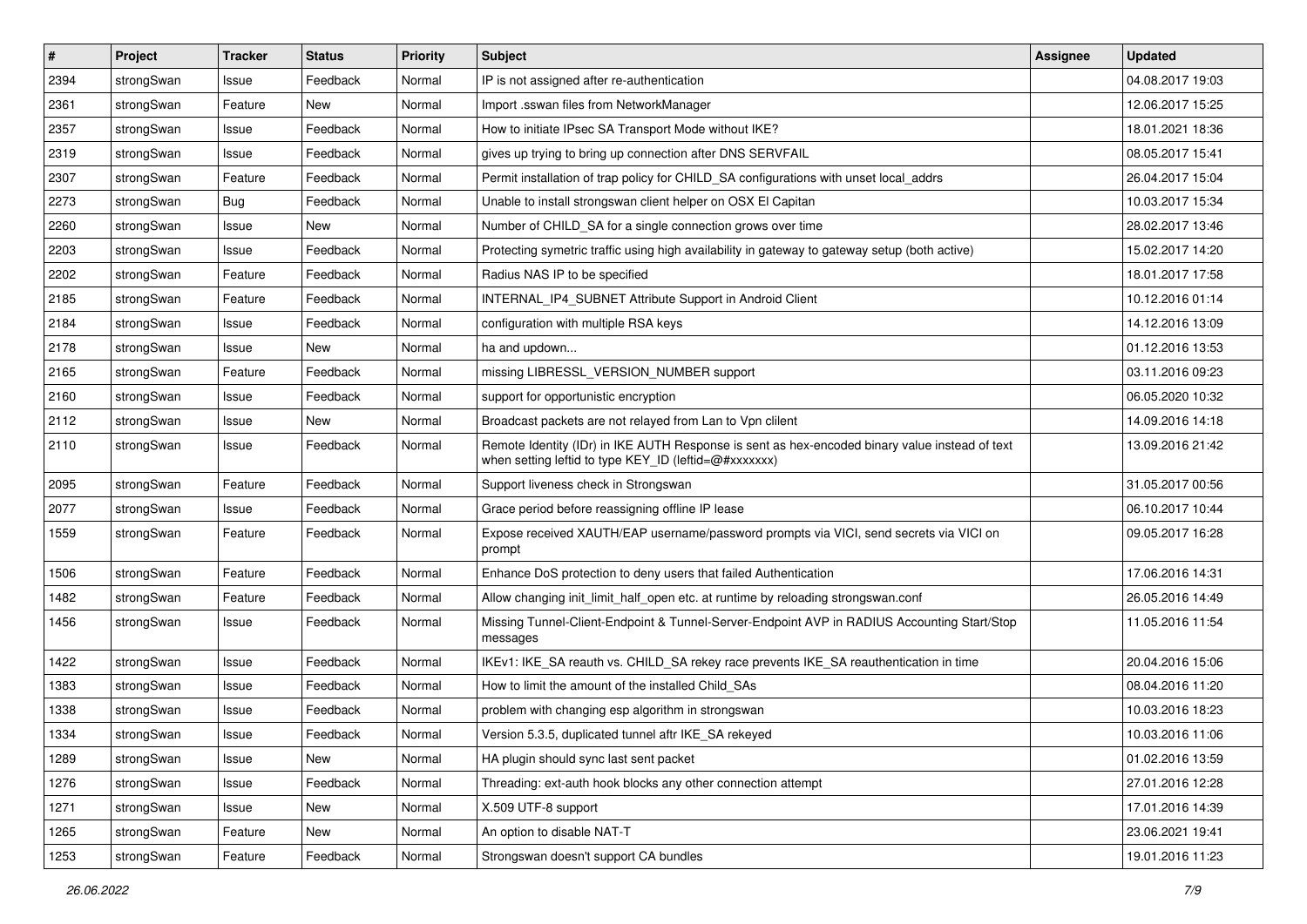| # | Project | Tracker | Status | Priority | Subject | Assignee | Updated |
|---|---|---|---|---|---|---|---|
| 2394 | strongSwan | Issue | Feedback | Normal | IP is not assigned after re-authentication | | 04.08.2017 19:03 |
| 2361 | strongSwan | Feature | New | Normal | Import .sswan files from NetworkManager | | 12.06.2017 15:25 |
| 2357 | strongSwan | Issue | Feedback | Normal | How to initiate IPsec SA Transport Mode without IKE? | | 18.01.2021 18:36 |
| 2319 | strongSwan | Issue | Feedback | Normal | gives up trying to bring up connection after DNS SERVFAIL | | 08.05.2017 15:41 |
| 2307 | strongSwan | Feature | Feedback | Normal | Permit installation of trap policy for CHILD_SA configurations with unset local_addrs | | 26.04.2017 15:04 |
| 2273 | strongSwan | Bug | Feedback | Normal | Unable to install strongswan client helper on OSX El Capitan | | 10.03.2017 15:34 |
| 2260 | strongSwan | Issue | New | Normal | Number of CHILD_SA for a single connection grows over time | | 28.02.2017 13:46 |
| 2203 | strongSwan | Issue | Feedback | Normal | Protecting symetric traffic using high availability in gateway to gateway setup (both active) | | 15.02.2017 14:20 |
| 2202 | strongSwan | Feature | Feedback | Normal | Radius NAS IP to be specified | | 18.01.2017 17:58 |
| 2185 | strongSwan | Feature | Feedback | Normal | INTERNAL_IP4_SUBNET Attribute Support in Android Client | | 10.12.2016 01:14 |
| 2184 | strongSwan | Issue | Feedback | Normal | configuration with multiple RSA keys | | 14.12.2016 13:09 |
| 2178 | strongSwan | Issue | New | Normal | ha and updown... | | 01.12.2016 13:53 |
| 2165 | strongSwan | Feature | Feedback | Normal | missing LIBRESSL_VERSION_NUMBER support | | 03.11.2016 09:23 |
| 2160 | strongSwan | Issue | Feedback | Normal | support for opportunistic encryption | | 06.05.2020 10:32 |
| 2112 | strongSwan | Issue | New | Normal | Broadcast packets are not relayed from Lan to Vpn clilent | | 14.09.2016 14:18 |
| 2110 | strongSwan | Issue | Feedback | Normal | Remote Identity (IDr) in IKE AUTH Response is sent as hex-encoded binary value instead of text when setting leftid to type KEY_ID (leftid=@#xxxxxxx) | | 13.09.2016 21:42 |
| 2095 | strongSwan | Feature | Feedback | Normal | Support liveness check in Strongswan | | 31.05.2017 00:56 |
| 2077 | strongSwan | Issue | Feedback | Normal | Grace period before reassigning offline IP lease | | 06.10.2017 10:44 |
| 1559 | strongSwan | Feature | Feedback | Normal | Expose received XAUTH/EAP username/password prompts via VICI, send secrets via VICI on prompt | | 09.05.2017 16:28 |
| 1506 | strongSwan | Feature | Feedback | Normal | Enhance DoS protection to deny users that failed Authentication | | 17.06.2016 14:31 |
| 1482 | strongSwan | Feature | Feedback | Normal | Allow changing init_limit_half_open etc. at runtime by reloading strongswan.conf | | 26.05.2016 14:49 |
| 1456 | strongSwan | Issue | Feedback | Normal | Missing Tunnel-Client-Endpoint & Tunnel-Server-Endpoint AVP in RADIUS Accounting Start/Stop messages | | 11.05.2016 11:54 |
| 1422 | strongSwan | Issue | Feedback | Normal | IKEv1: IKE_SA reauth vs. CHILD_SA rekey race prevents IKE_SA reauthentication in time | | 20.04.2016 15:06 |
| 1383 | strongSwan | Issue | Feedback | Normal | How to limit the amount of the installed Child_SAs | | 08.04.2016 11:20 |
| 1338 | strongSwan | Issue | Feedback | Normal | problem with changing esp algorithm in strongswan | | 10.03.2016 18:23 |
| 1334 | strongSwan | Issue | Feedback | Normal | Version 5.3.5, duplicated tunnel aftr IKE_SA rekeyed | | 10.03.2016 11:06 |
| 1289 | strongSwan | Issue | New | Normal | HA plugin should sync last sent packet | | 01.02.2016 13:59 |
| 1276 | strongSwan | Issue | Feedback | Normal | Threading: ext-auth hook blocks any other connection attempt | | 27.01.2016 12:28 |
| 1271 | strongSwan | Issue | New | Normal | X.509 UTF-8 support | | 17.01.2016 14:39 |
| 1265 | strongSwan | Feature | New | Normal | An option to disable NAT-T | | 23.06.2021 19:41 |
| 1253 | strongSwan | Feature | Feedback | Normal | Strongswan doesn't support CA bundles | | 19.01.2016 11:23 |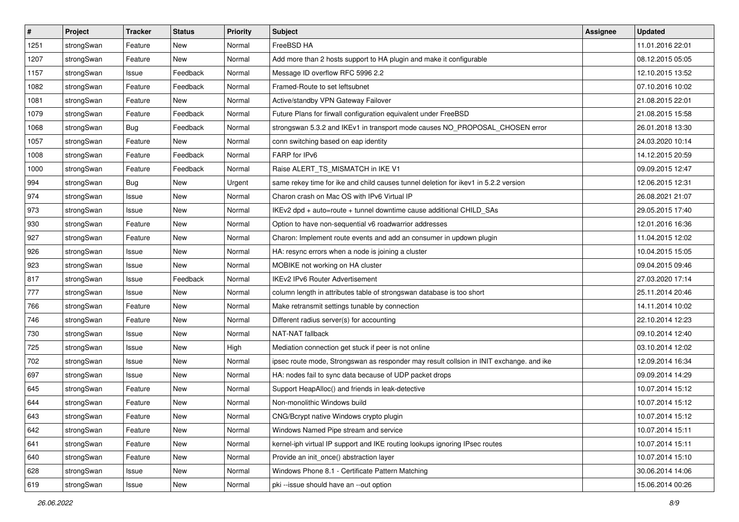| # | Project | Tracker | Status | Priority | Subject | Assignee | Updated |
|---|---|---|---|---|---|---|---|
| 1251 | strongSwan | Feature | New | Normal | FreeBSD HA | | 11.01.2016 22:01 |
| 1207 | strongSwan | Feature | New | Normal | Add more than 2 hosts support to HA plugin and make it configurable | | 08.12.2015 05:05 |
| 1157 | strongSwan | Issue | Feedback | Normal | Message ID overflow RFC 5996 2.2 | | 12.10.2015 13:52 |
| 1082 | strongSwan | Feature | Feedback | Normal | Framed-Route to set leftsubnet | | 07.10.2016 10:02 |
| 1081 | strongSwan | Feature | New | Normal | Active/standby VPN Gateway Failover | | 21.08.2015 22:01 |
| 1079 | strongSwan | Feature | Feedback | Normal | Future Plans for firwall configuration equivalent under FreeBSD | | 21.08.2015 15:58 |
| 1068 | strongSwan | Bug | Feedback | Normal | strongswan 5.3.2 and IKEv1 in transport mode causes NO_PROPOSAL_CHOSEN error | | 26.01.2018 13:30 |
| 1057 | strongSwan | Feature | New | Normal | conn switching based on eap identity | | 24.03.2020 10:14 |
| 1008 | strongSwan | Feature | Feedback | Normal | FARP for IPv6 | | 14.12.2015 20:59 |
| 1000 | strongSwan | Feature | Feedback | Normal | Raise ALERT_TS_MISMATCH in IKE V1 | | 09.09.2015 12:47 |
| 994 | strongSwan | Bug | New | Urgent | same rekey time for ike and child causes tunnel deletion for ikev1 in 5.2.2 version | | 12.06.2015 12:31 |
| 974 | strongSwan | Issue | New | Normal | Charon crash on Mac OS with IPv6 Virtual IP | | 26.08.2021 21:07 |
| 973 | strongSwan | Issue | New | Normal | IKEv2 dpd + auto=route + tunnel downtime cause additional CHILD_SAs | | 29.05.2015 17:40 |
| 930 | strongSwan | Feature | New | Normal | Option to have non-sequential v6 roadwarrior addresses | | 12.01.2016 16:36 |
| 927 | strongSwan | Feature | New | Normal | Charon: Implement route events and add an consumer in updown plugin | | 11.04.2015 12:02 |
| 926 | strongSwan | Issue | New | Normal | HA: resync errors when a node is joining a cluster | | 10.04.2015 15:05 |
| 923 | strongSwan | Issue | New | Normal | MOBIKE not working on HA cluster | | 09.04.2015 09:46 |
| 817 | strongSwan | Issue | Feedback | Normal | IKEv2 IPv6 Router Advertisement | | 27.03.2020 17:14 |
| 777 | strongSwan | Issue | New | Normal | column length in attributes table of strongswan database is too short | | 25.11.2014 20:46 |
| 766 | strongSwan | Feature | New | Normal | Make retransmit settings tunable by connection | | 14.11.2014 10:02 |
| 746 | strongSwan | Feature | New | Normal | Different radius server(s) for accounting | | 22.10.2014 12:23 |
| 730 | strongSwan | Issue | New | Normal | NAT-NAT fallback | | 09.10.2014 12:40 |
| 725 | strongSwan | Issue | New | High | Mediation connection get stuck if peer is not online | | 03.10.2014 12:02 |
| 702 | strongSwan | Issue | New | Normal | ipsec route mode, Strongswan as responder may result collsion in INIT exchange. and ike | | 12.09.2014 16:34 |
| 697 | strongSwan | Issue | New | Normal | HA: nodes fail to sync data because of UDP packet drops | | 09.09.2014 14:29 |
| 645 | strongSwan | Feature | New | Normal | Support HeapAlloc() and friends in leak-detective | | 10.07.2014 15:12 |
| 644 | strongSwan | Feature | New | Normal | Non-monolithic Windows build | | 10.07.2014 15:12 |
| 643 | strongSwan | Feature | New | Normal | CNG/Bcrypt native Windows crypto plugin | | 10.07.2014 15:12 |
| 642 | strongSwan | Feature | New | Normal | Windows Named Pipe stream and service | | 10.07.2014 15:11 |
| 641 | strongSwan | Feature | New | Normal | kernel-iph virtual IP support and IKE routing lookups ignoring IPsec routes | | 10.07.2014 15:11 |
| 640 | strongSwan | Feature | New | Normal | Provide an init_once() abstraction layer | | 10.07.2014 15:10 |
| 628 | strongSwan | Issue | New | Normal | Windows Phone 8.1 - Certificate Pattern Matching | | 30.06.2014 14:06 |
| 619 | strongSwan | Issue | New | Normal | pki --issue should have an --out option | | 15.06.2014 00:26 |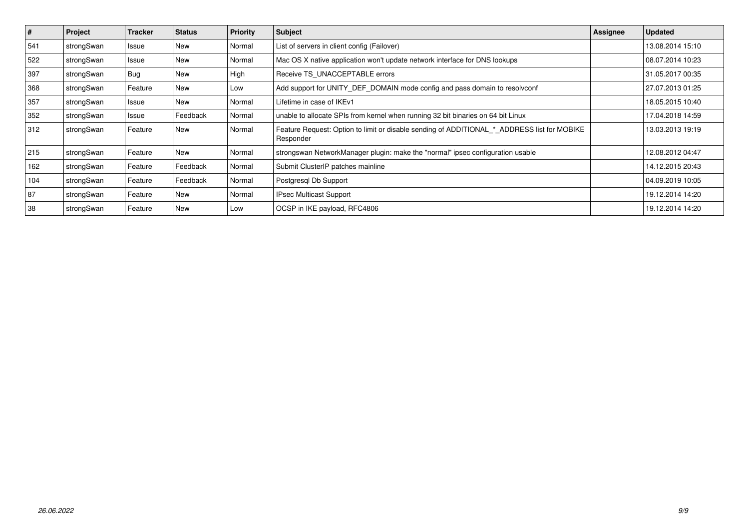| # | Project | Tracker | Status | Priority | Subject | Assignee | Updated |
|---|---|---|---|---|---|---|---|
| 541 | strongSwan | Issue | New | Normal | List of servers in client config (Failover) | | 13.08.2014 15:10 |
| 522 | strongSwan | Issue | New | Normal | Mac OS X native application won't update network interface for DNS lookups | | 08.07.2014 10:23 |
| 397 | strongSwan | Bug | New | High | Receive TS_UNACCEPTABLE errors | | 31.05.2017 00:35 |
| 368 | strongSwan | Feature | New | Low | Add support for UNITY_DEF_DOMAIN mode config and pass domain to resolvconf | | 27.07.2013 01:25 |
| 357 | strongSwan | Issue | New | Normal | Lifetime in case of IKEv1 | | 18.05.2015 10:40 |
| 352 | strongSwan | Issue | Feedback | Normal | unable to allocate SPIs from kernel when running 32 bit binaries on 64 bit Linux | | 17.04.2018 14:59 |
| 312 | strongSwan | Feature | New | Normal | Feature Request: Option to limit or disable sending of ADDITIONAL_*_ADDRESS list for MOBIKE Responder | | 13.03.2013 19:19 |
| 215 | strongSwan | Feature | New | Normal | strongswan NetworkManager plugin: make the "normal" ipsec configuration usable | | 12.08.2012 04:47 |
| 162 | strongSwan | Feature | Feedback | Normal | Submit ClusterIP patches mainline | | 14.12.2015 20:43 |
| 104 | strongSwan | Feature | Feedback | Normal | Postgresql Db Support | | 04.09.2019 10:05 |
| 87 | strongSwan | Feature | New | Normal | IPsec Multicast Support | | 19.12.2014 14:20 |
| 38 | strongSwan | Feature | New | Low | OCSP in IKE payload, RFC4806 | | 19.12.2014 14:20 |